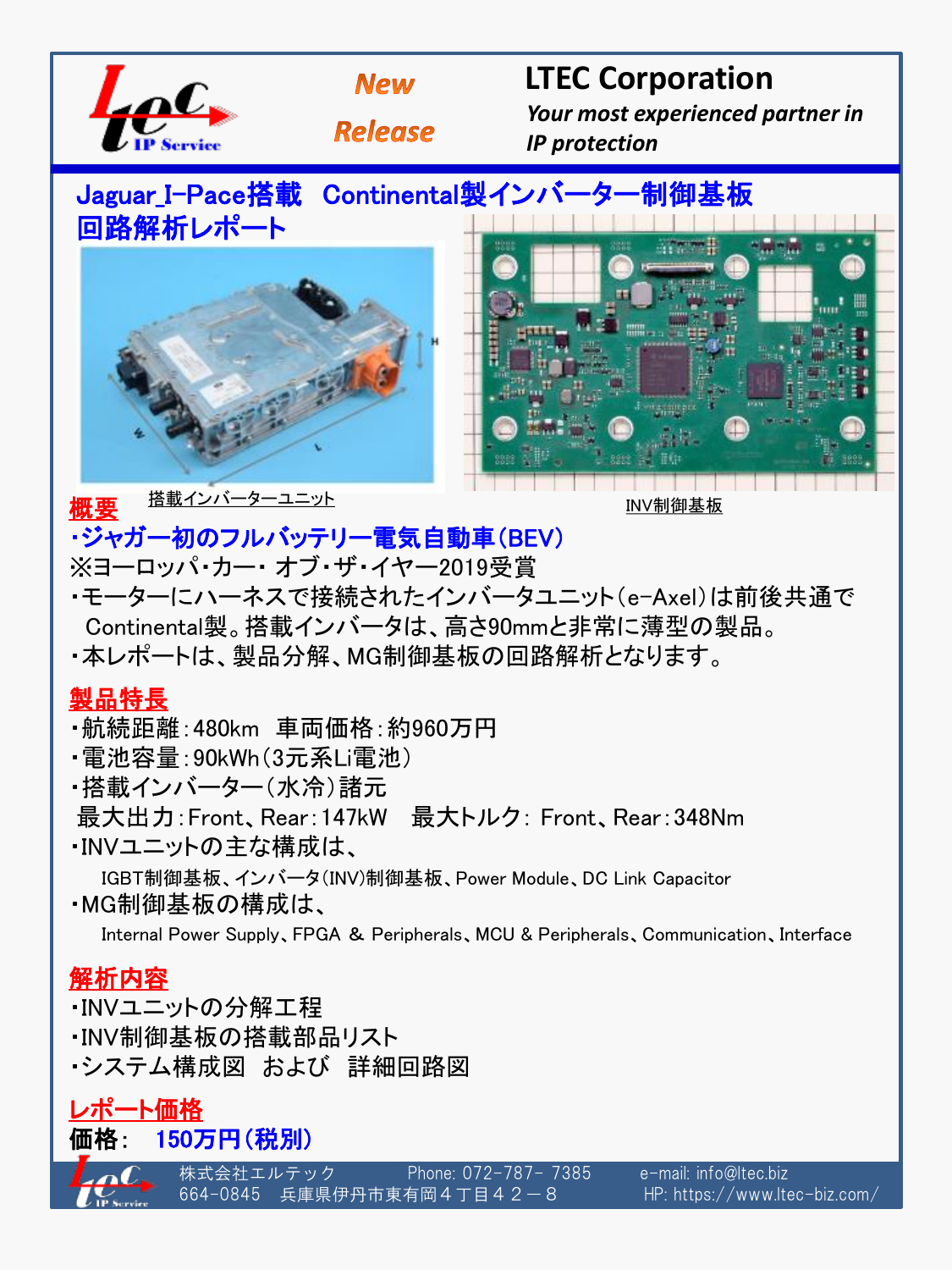**New Release**

# LTEC Corporation

*Your most experienced partner in IP protection*

## Jaguar_I-Pace搭載　Continental製インバーター制御基板回路解析レポート

搭載インバーターユニット

INV制御基板

### 概要

**・ジャガー初のフルバッテリー電気自動車(BEV)**

※ヨーロッパ・カー・ オブ・ザ・イヤー2019受賞

・モーターにハーネスで接続されたインバータユニット(e-Axel)は前後共通でContinental製。搭載インバータは、高さ90mmと非常に薄型の製品。

・本レポートは、製品分解、MG制御基板の回路解析となります。

### 製品特長

・航続距離:480km　車両価格:約960万円

・電池容量:90kWh(3元系Li電池)

・搭載インバーター(水冷)諸元

最大出力:Front、Rear:147kW　最大トルク: Front、Rear:348Nm

・INVユニットの主な構成は、

IGBT制御基板、インバータ(INV)制御基板、Power Module、DC Link Capacitor

・MG制御基板の構成は、

Internal Power Supply、FPGA ＆ Peripherals、MCU & Peripherals、Communication、Interface

### 解析内容

・INVユニットの分解工程

・INV制御基板の搭載部品リスト

・システム構成図　および　詳細回路図

### レポート価格

**価格:　150万円(税別)**

株式会社エルテック　Phone: 072-787- 7385　e-mail: info@ltec.biz

664-0845　兵庫県伊丹市東有岡４丁目４２－８　HP: https://www.ltec-biz.com/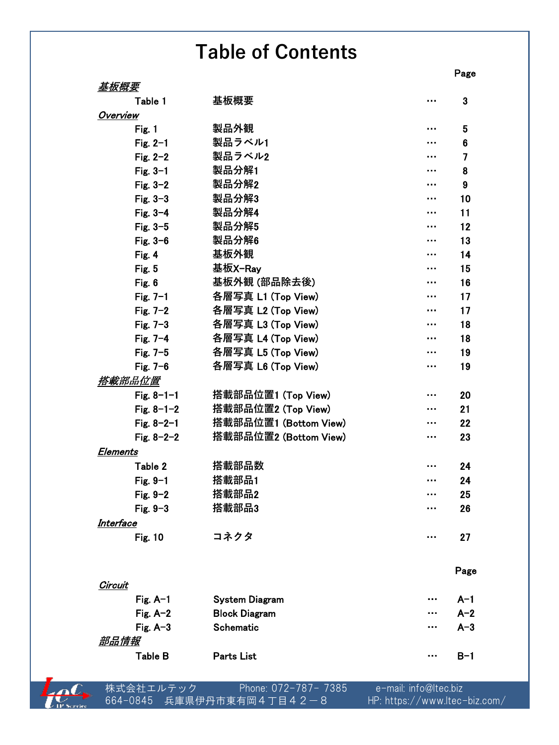# Table of Contents

| | | | Page |
|---|---|---|---|
| ***基板概要*** | | | |
| Table 1 | 基板概要 | ··· | 3 |
| ***Overview*** | | | |
| Fig. 1 | 製品外観 | ··· | 5 |
| Fig. 2-1 | 製品ラベル1 | ··· | 6 |
| Fig. 2-2 | 製品ラベル2 | ··· | 7 |
| Fig. 3-1 | 製品分解1 | ··· | 8 |
| Fig. 3-2 | 製品分解2 | ··· | 9 |
| Fig. 3-3 | 製品分解3 | ··· | 10 |
| Fig. 3-4 | 製品分解4 | ··· | 11 |
| Fig. 3-5 | 製品分解5 | ··· | 12 |
| Fig. 3-6 | 製品分解6 | ··· | 13 |
| Fig. 4 | 基板外観 | ··· | 14 |
| Fig. 5 | 基板X-Ray | ··· | 15 |
| Fig. 6 | 基板外観 (部品除去後) | ··· | 16 |
| Fig. 7-1 | 各層写真 L1 (Top View) | ··· | 17 |
| Fig. 7-2 | 各層写真 L2 (Top View) | ··· | 17 |
| Fig. 7-3 | 各層写真 L3 (Top View) | ··· | 18 |
| Fig. 7-4 | 各層写真 L4 (Top View) | ··· | 18 |
| Fig. 7-5 | 各層写真 L5 (Top View) | ··· | 19 |
| Fig. 7-6 | 各層写真 L6 (Top View) | ··· | 19 |
| ***搭載部品位置*** | | | |
| Fig. 8-1-1 | 搭載部品位置1 (Top View) | ··· | 20 |
| Fig. 8-1-2 | 搭載部品位置2 (Top View) | ··· | 21 |
| Fig. 8-2-1 | 搭載部品位置1 (Bottom View) | ··· | 22 |
| Fig. 8-2-2 | 搭載部品位置2 (Bottom View) | ··· | 23 |
| ***Elements*** | | | |
| Table 2 | 搭載部品数 | ··· | 24 |
| Fig. 9-1 | 搭載部品1 | ··· | 24 |
| Fig. 9-2 | 搭載部品2 | ··· | 25 |
| Fig. 9-3 | 搭載部品3 | ··· | 26 |
| ***Interface*** | | | |
| Fig. 10 | コネクタ | ··· | 27 |

| | | | Page |
|---|---|---|---|
| ***Circuit*** | | | |
| Fig. A-1 | System Diagram | ··· | A-1 |
| Fig. A-2 | Block Diagram | ··· | A-2 |
| Fig. A-3 | Schematic | ··· | A-3 |
| ***部品情報*** | | | |
| Table B | Parts List | ··· | B-1 |

株式会社エルテック Phone: 072-787- 7385 e-mail: info@ltec.biz
664-0845 兵庫県伊丹市東有岡４丁目４２－８ HP: https://www.ltec-biz.com/